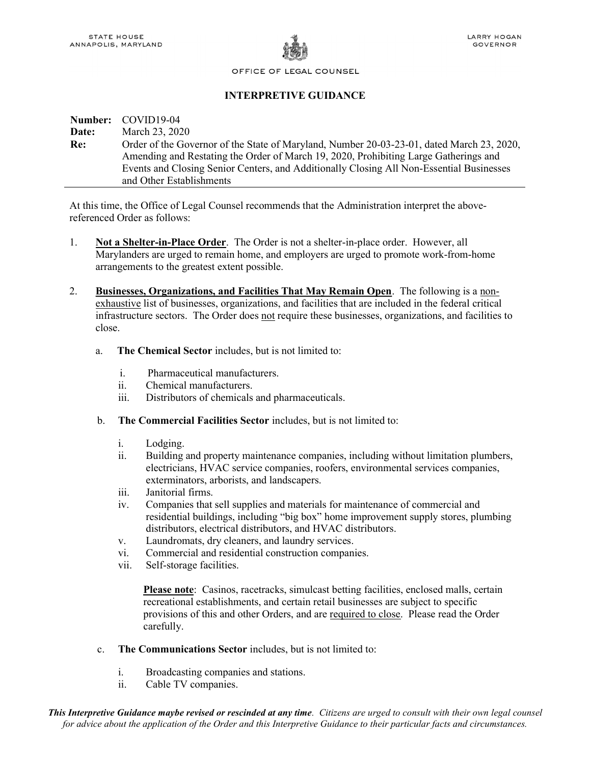STATE HOUSE
ANNAPOLIS, MARYLAND

LARRY HOGAN
GOVERNOR

OFFICE OF LEGAL COUNSEL

# INTERPRETIVE GUIDANCE

**Number:** COVID19-04
**Date:** March 23, 2020
**Re:** Order of the Governor of the State of Maryland, Number 20-03-23-01, dated March 23, 2020, Amending and Restating the Order of March 19, 2020, Prohibiting Large Gatherings and Events and Closing Senior Centers, and Additionally Closing All Non-Essential Businesses and Other Establishments

At this time, the Office of Legal Counsel recommends that the Administration interpret the above-referenced Order as follows:

1. **Not a Shelter-in-Place Order**. The Order is not a shelter-in-place order. However, all Marylanders are urged to remain home, and employers are urged to promote work-from-home arrangements to the greatest extent possible.

2. **Businesses, Organizations, and Facilities That May Remain Open**. The following is a non-exhaustive list of businesses, organizations, and facilities that are included in the federal critical infrastructure sectors. The Order does not require these businesses, organizations, and facilities to close.

   a. **The Chemical Sector** includes, but is not limited to:

      i. Pharmaceutical manufacturers.
      ii. Chemical manufacturers.
      iii. Distributors of chemicals and pharmaceuticals.

   b. **The Commercial Facilities Sector** includes, but is not limited to:

      i. Lodging.
      ii. Building and property maintenance companies, including without limitation plumbers, electricians, HVAC service companies, roofers, environmental services companies, exterminators, arborists, and landscapers.
      iii. Janitorial firms.
      iv. Companies that sell supplies and materials for maintenance of commercial and residential buildings, including "big box" home improvement supply stores, plumbing distributors, electrical distributors, and HVAC distributors.
      v. Laundromats, dry cleaners, and laundry services.
      vi. Commercial and residential construction companies.
      vii. Self-storage facilities.

      **Please note**: Casinos, racetracks, simulcast betting facilities, enclosed malls, certain recreational establishments, and certain retail businesses are subject to specific provisions of this and other Orders, and are required to close. Please read the Order carefully.

   c. **The Communications Sector** includes, but is not limited to:

      i. Broadcasting companies and stations.
      ii. Cable TV companies.

***This Interpretive Guidance maybe revised or rescinded at any time**. Citizens are urged to consult with their own legal counsel for advice about the application of the Order and this Interpretive Guidance to their particular facts and circumstances.*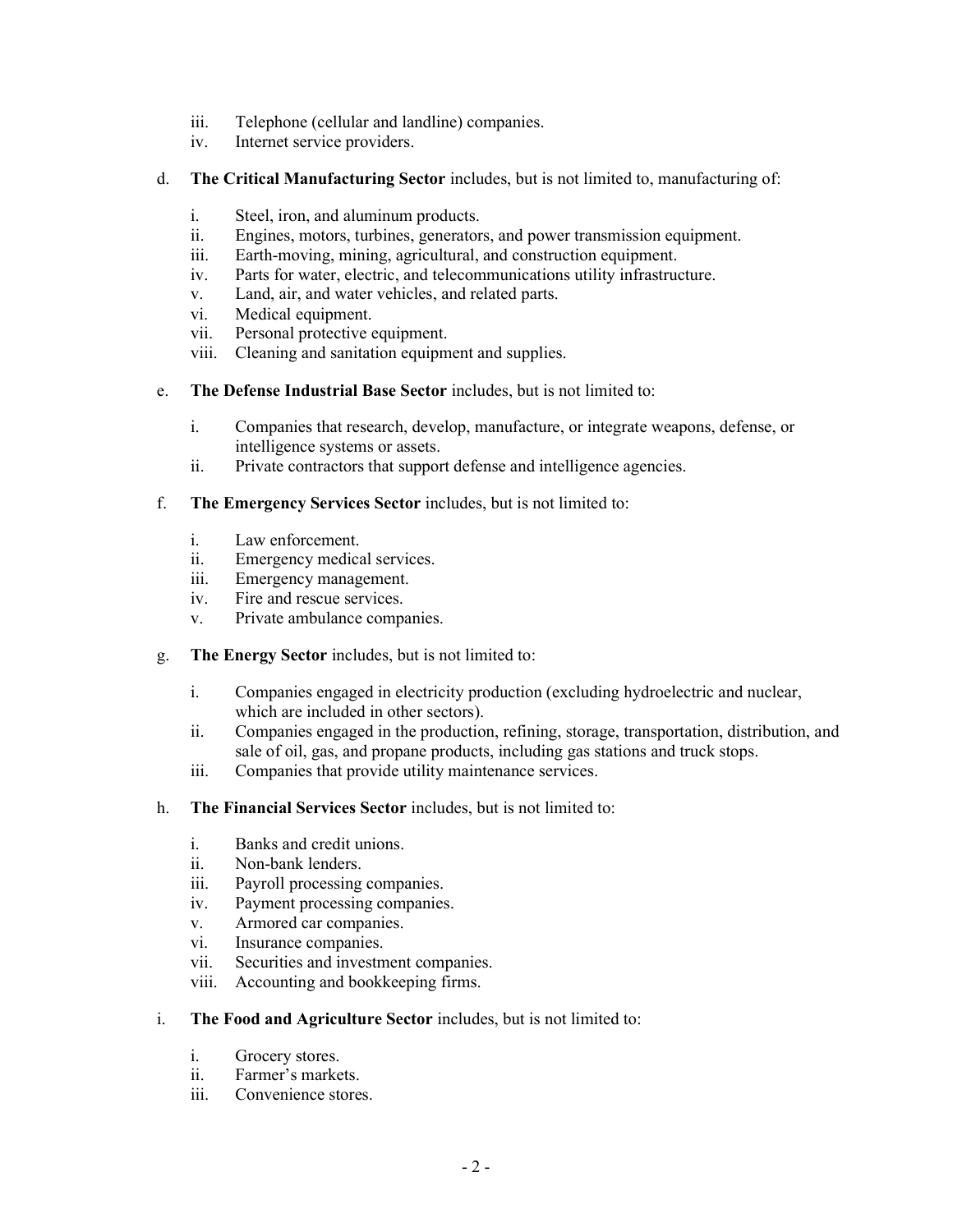iii. Telephone (cellular and landline) companies.
iv. Internet service providers.

d. **The Critical Manufacturing Sector** includes, but is not limited to, manufacturing of:

   i. Steel, iron, and aluminum products.
   ii. Engines, motors, turbines, generators, and power transmission equipment.
   iii. Earth-moving, mining, agricultural, and construction equipment.
   iv. Parts for water, electric, and telecommunications utility infrastructure.
   v. Land, air, and water vehicles, and related parts.
   vi. Medical equipment.
   vii. Personal protective equipment.
   viii. Cleaning and sanitation equipment and supplies.

e. **The Defense Industrial Base Sector** includes, but is not limited to:

   i. Companies that research, develop, manufacture, or integrate weapons, defense, or intelligence systems or assets.
   ii. Private contractors that support defense and intelligence agencies.

f. **The Emergency Services Sector** includes, but is not limited to:

   i. Law enforcement.
   ii. Emergency medical services.
   iii. Emergency management.
   iv. Fire and rescue services.
   v. Private ambulance companies.

g. **The Energy Sector** includes, but is not limited to:

   i. Companies engaged in electricity production (excluding hydroelectric and nuclear, which are included in other sectors).
   ii. Companies engaged in the production, refining, storage, transportation, distribution, and sale of oil, gas, and propane products, including gas stations and truck stops.
   iii. Companies that provide utility maintenance services.

h. **The Financial Services Sector** includes, but is not limited to:

   i. Banks and credit unions.
   ii. Non-bank lenders.
   iii. Payroll processing companies.
   iv. Payment processing companies.
   v. Armored car companies.
   vi. Insurance companies.
   vii. Securities and investment companies.
   viii. Accounting and bookkeeping firms.

i. **The Food and Agriculture Sector** includes, but is not limited to:

   i. Grocery stores.
   ii. Farmer's markets.
   iii. Convenience stores.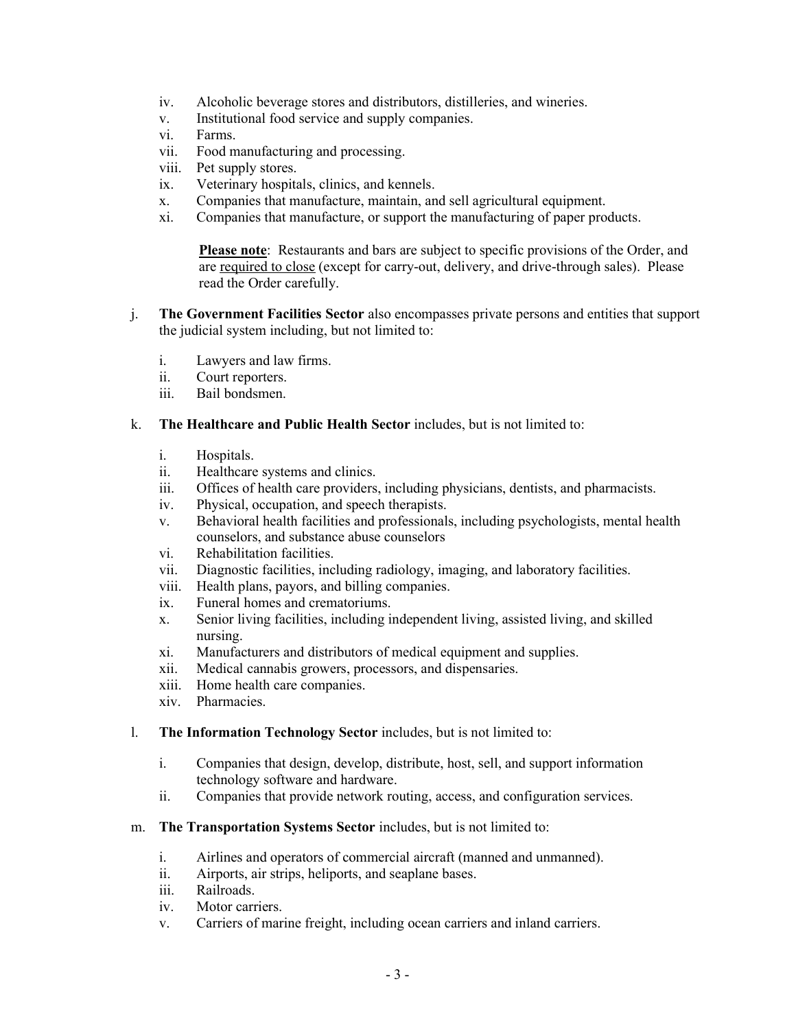iv. Alcoholic beverage stores and distributors, distilleries, and wineries.
v. Institutional food service and supply companies.
vi. Farms.
vii. Food manufacturing and processing.
viii. Pet supply stores.
ix. Veterinary hospitals, clinics, and kennels.
x. Companies that manufacture, maintain, and sell agricultural equipment.
xi. Companies that manufacture, or support the manufacturing of paper products.

> **Please note**: Restaurants and bars are subject to specific provisions of the Order, and are required to close (except for carry-out, delivery, and drive-through sales). Please read the Order carefully.

j. **The Government Facilities Sector** also encompasses private persons and entities that support the judicial system including, but not limited to:

   i. Lawyers and law firms.
   ii. Court reporters.
   iii. Bail bondsmen.

k. **The Healthcare and Public Health Sector** includes, but is not limited to:

   i. Hospitals.
   ii. Healthcare systems and clinics.
   iii. Offices of health care providers, including physicians, dentists, and pharmacists.
   iv. Physical, occupation, and speech therapists.
   v. Behavioral health facilities and professionals, including psychologists, mental health counselors, and substance abuse counselors
   vi. Rehabilitation facilities.
   vii. Diagnostic facilities, including radiology, imaging, and laboratory facilities.
   viii. Health plans, payors, and billing companies.
   ix. Funeral homes and crematoriums.
   x. Senior living facilities, including independent living, assisted living, and skilled nursing.
   xi. Manufacturers and distributors of medical equipment and supplies.
   xii. Medical cannabis growers, processors, and dispensaries.
   xiii. Home health care companies.
   xiv. Pharmacies.

l. **The Information Technology Sector** includes, but is not limited to:

   i. Companies that design, develop, distribute, host, sell, and support information technology software and hardware.
   ii. Companies that provide network routing, access, and configuration services.

m. **The Transportation Systems Sector** includes, but is not limited to:

   i. Airlines and operators of commercial aircraft (manned and unmanned).
   ii. Airports, air strips, heliports, and seaplane bases.
   iii. Railroads.
   iv. Motor carriers.
   v. Carriers of marine freight, including ocean carriers and inland carriers.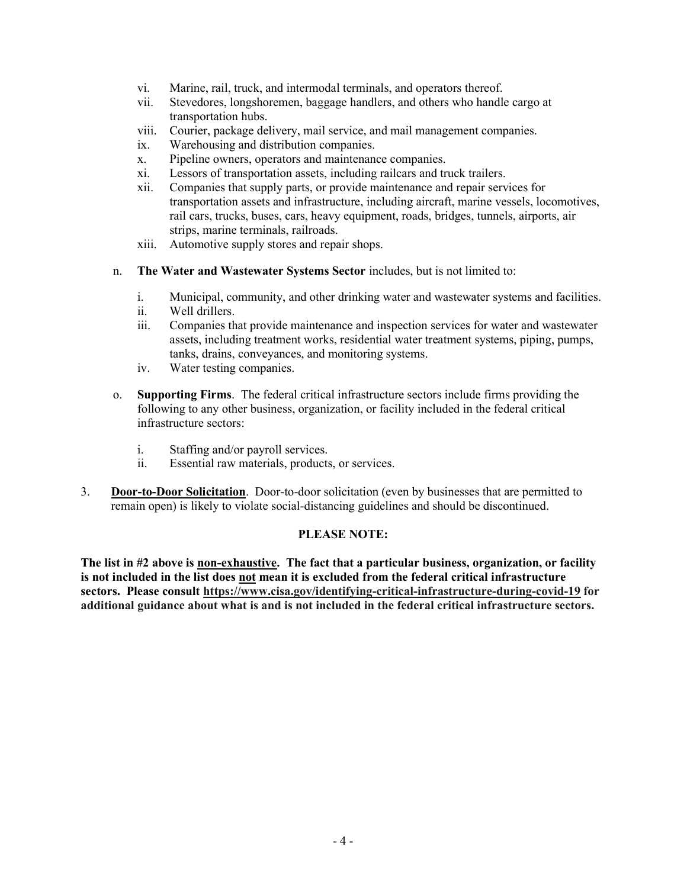vi. Marine, rail, truck, and intermodal terminals, and operators thereof.
vii. Stevedores, longshoremen, baggage handlers, and others who handle cargo at transportation hubs.
viii. Courier, package delivery, mail service, and mail management companies.
ix. Warehousing and distribution companies.
x. Pipeline owners, operators and maintenance companies.
xi. Lessors of transportation assets, including railcars and truck trailers.
xii. Companies that supply parts, or provide maintenance and repair services for transportation assets and infrastructure, including aircraft, marine vessels, locomotives, rail cars, trucks, buses, cars, heavy equipment, roads, bridges, tunnels, airports, air strips, marine terminals, railroads.
xiii. Automotive supply stores and repair shops.

n. **The Water and Wastewater Systems Sector** includes, but is not limited to:

i. Municipal, community, and other drinking water and wastewater systems and facilities.
ii. Well drillers.
iii. Companies that provide maintenance and inspection services for water and wastewater assets, including treatment works, residential water treatment systems, piping, pumps, tanks, drains, conveyances, and monitoring systems.
iv. Water testing companies.

o. **Supporting Firms**. The federal critical infrastructure sectors include firms providing the following to any other business, organization, or facility included in the federal critical infrastructure sectors:

i. Staffing and/or payroll services.
ii. Essential raw materials, products, or services.

3. **Door-to-Door Solicitation**. Door-to-door solicitation (even by businesses that are permitted to remain open) is likely to violate social-distancing guidelines and should be discontinued.

**PLEASE NOTE:**

**The list in #2 above is non-exhaustive. The fact that a particular business, organization, or facility is not included in the list does not mean it is excluded from the federal critical infrastructure sectors. Please consult https://www.cisa.gov/identifying-critical-infrastructure-during-covid-19 for additional guidance about what is and is not included in the federal critical infrastructure sectors.**